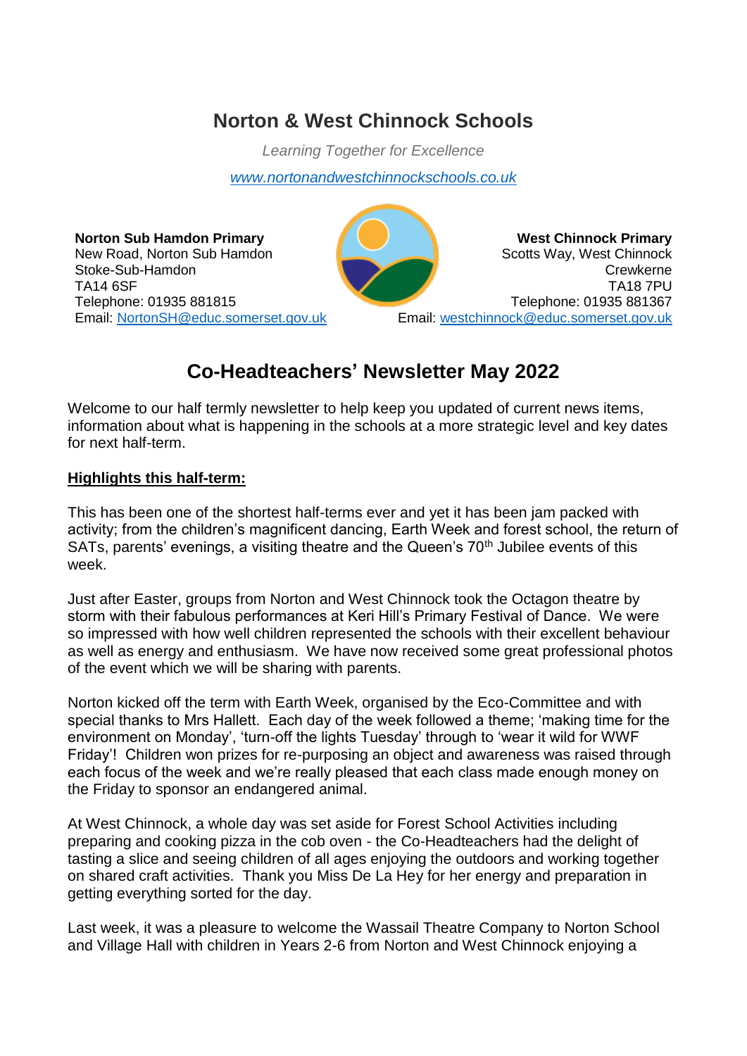# Norton & West Chinnock Schools

*Learning Together for Excellence*

[www.nortonandwestchinnockschools.co.uk](http://www.nortonandwestchinnockschools.co.uk)

**Norton Sub Hamdon Primary**
New Road, Norton Sub Hamdon
Stoke-Sub-Hamdon
TA14 6SF
Telephone: 01935 881815
Email: NortonSH@educ.somerset.gov.uk

**West Chinnock Primary**
Scotts Way, West Chinnock
Crewkerne
TA18 7PU
Telephone: 01935 881367
Email: westchinnock@educ.somerset.gov.uk

## Co-Headteachers' Newsletter May 2022

Welcome to our half termly newsletter to help keep you updated of current news items, information about what is happening in the schools at a more strategic level and key dates for next half-term.

### Highlights this half-term:

This has been one of the shortest half-terms ever and yet it has been jam packed with activity; from the children's magnificent dancing, Earth Week and forest school, the return of SATs, parents' evenings, a visiting theatre and the Queen's 70th Jubilee events of this week.

Just after Easter, groups from Norton and West Chinnock took the Octagon theatre by storm with their fabulous performances at Keri Hill's Primary Festival of Dance. We were so impressed with how well children represented the schools with their excellent behaviour as well as energy and enthusiasm. We have now received some great professional photos of the event which we will be sharing with parents.

Norton kicked off the term with Earth Week, organised by the Eco-Committee and with special thanks to Mrs Hallett. Each day of the week followed a theme; 'making time for the environment on Monday', 'turn-off the lights Tuesday' through to 'wear it wild for WWF Friday'! Children won prizes for re-purposing an object and awareness was raised through each focus of the week and we're really pleased that each class made enough money on the Friday to sponsor an endangered animal.

At West Chinnock, a whole day was set aside for Forest School Activities including preparing and cooking pizza in the cob oven - the Co-Headteachers had the delight of tasting a slice and seeing children of all ages enjoying the outdoors and working together on shared craft activities. Thank you Miss De La Hey for her energy and preparation in getting everything sorted for the day.

Last week, it was a pleasure to welcome the Wassail Theatre Company to Norton School and Village Hall with children in Years 2-6 from Norton and West Chinnock enjoying a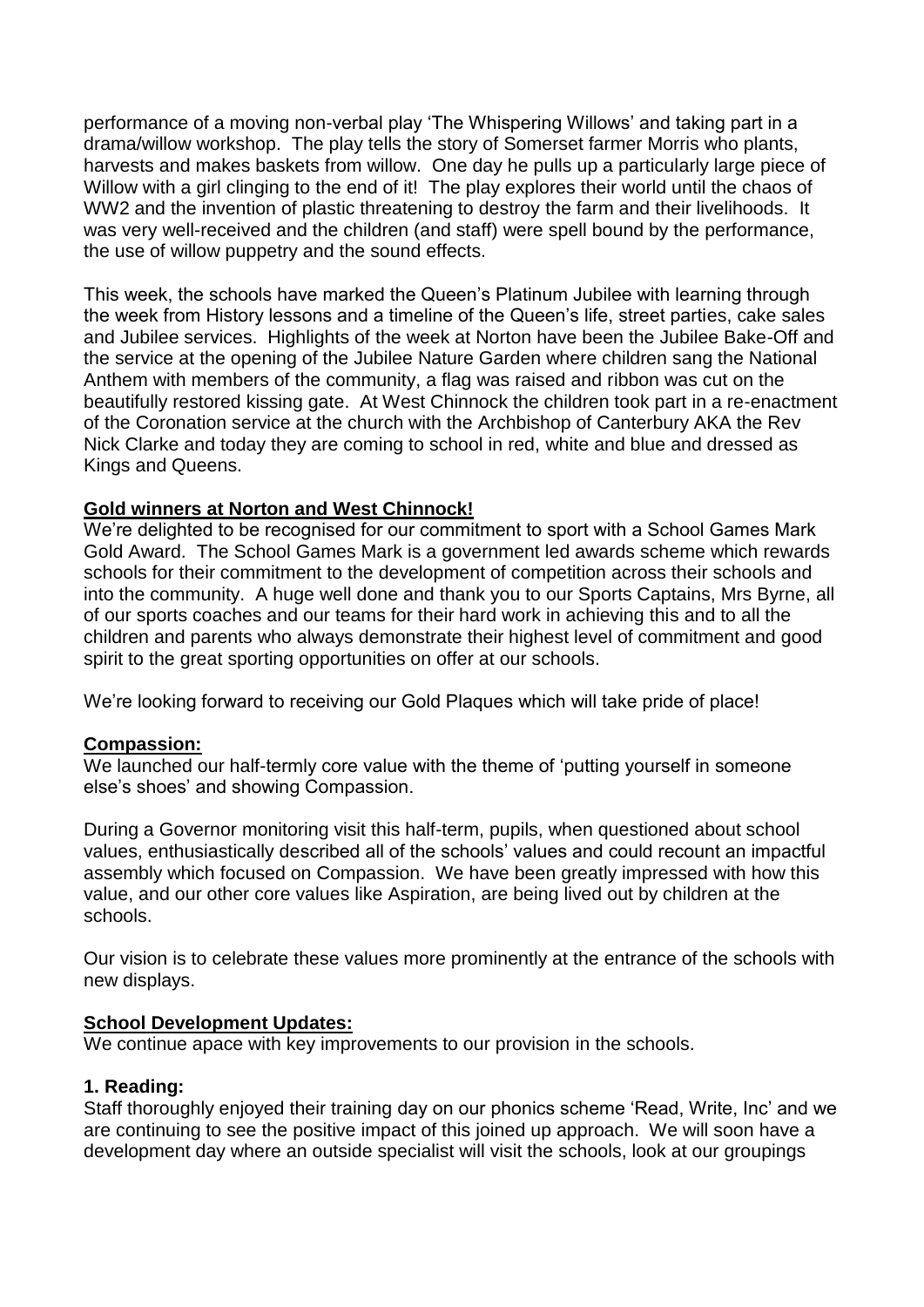performance of a moving non-verbal play 'The Whispering Willows' and taking part in a drama/willow workshop. The play tells the story of Somerset farmer Morris who plants, harvests and makes baskets from willow. One day he pulls up a particularly large piece of Willow with a girl clinging to the end of it! The play explores their world until the chaos of WW2 and the invention of plastic threatening to destroy the farm and their livelihoods. It was very well-received and the children (and staff) were spell bound by the performance, the use of willow puppetry and the sound effects.

This week, the schools have marked the Queen's Platinum Jubilee with learning through the week from History lessons and a timeline of the Queen's life, street parties, cake sales and Jubilee services. Highlights of the week at Norton have been the Jubilee Bake-Off and the service at the opening of the Jubilee Nature Garden where children sang the National Anthem with members of the community, a flag was raised and ribbon was cut on the beautifully restored kissing gate. At West Chinnock the children took part in a re-enactment of the Coronation service at the church with the Archbishop of Canterbury AKA the Rev Nick Clarke and today they are coming to school in red, white and blue and dressed as Kings and Queens.

**Gold winners at Norton and West Chinnock!**

We're delighted to be recognised for our commitment to sport with a School Games Mark Gold Award. The School Games Mark is a government led awards scheme which rewards schools for their commitment to the development of competition across their schools and into the community. A huge well done and thank you to our Sports Captains, Mrs Byrne, all of our sports coaches and our teams for their hard work in achieving this and to all the children and parents who always demonstrate their highest level of commitment and good spirit to the great sporting opportunities on offer at our schools.

We're looking forward to receiving our Gold Plaques which will take pride of place!

**Compassion:**

We launched our half-termly core value with the theme of 'putting yourself in someone else's shoes' and showing Compassion.

During a Governor monitoring visit this half-term, pupils, when questioned about school values, enthusiastically described all of the schools' values and could recount an impactful assembly which focused on Compassion. We have been greatly impressed with how this value, and our other core values like Aspiration, are being lived out by children at the schools.

Our vision is to celebrate these values more prominently at the entrance of the schools with new displays.

**School Development Updates:**

We continue apace with key improvements to our provision in the schools.

**1. Reading:**

Staff thoroughly enjoyed their training day on our phonics scheme 'Read, Write, Inc' and we are continuing to see the positive impact of this joined up approach. We will soon have a development day where an outside specialist will visit the schools, look at our groupings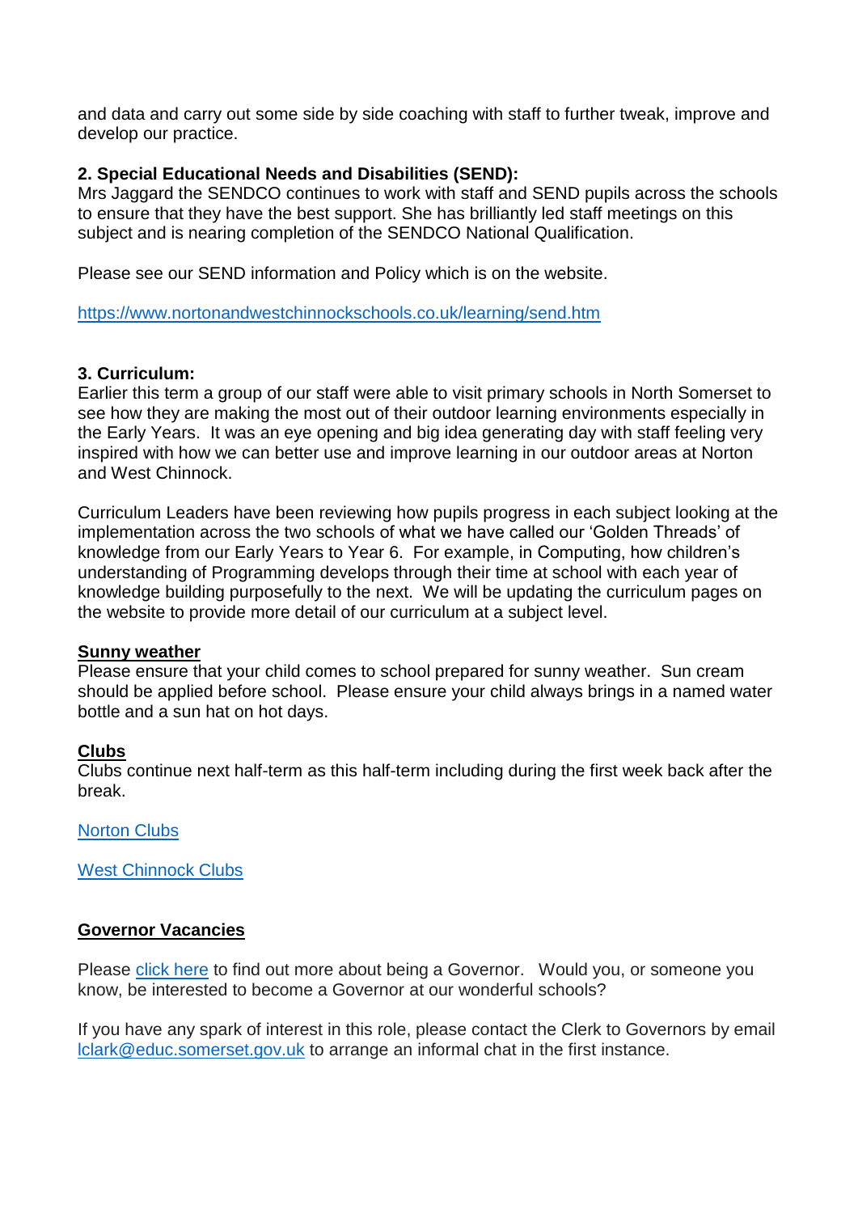and data and carry out some side by side coaching with staff to further tweak, improve and develop our practice.

**2. Special Educational Needs and Disabilities (SEND):**
Mrs Jaggard the SENDCO continues to work with staff and SEND pupils across the schools to ensure that they have the best support. She has brilliantly led staff meetings on this subject and is nearing completion of the SENDCO National Qualification.

Please see our SEND information and Policy which is on the website.

https://www.nortonandwestchinnockschools.co.uk/learning/send.htm

**3. Curriculum:**
Earlier this term a group of our staff were able to visit primary schools in North Somerset to see how they are making the most out of their outdoor learning environments especially in the Early Years. It was an eye opening and big idea generating day with staff feeling very inspired with how we can better use and improve learning in our outdoor areas at Norton and West Chinnock.

Curriculum Leaders have been reviewing how pupils progress in each subject looking at the implementation across the two schools of what we have called our 'Golden Threads' of knowledge from our Early Years to Year 6. For example, in Computing, how children's understanding of Programming develops through their time at school with each year of knowledge building purposefully to the next. We will be updating the curriculum pages on the website to provide more detail of our curriculum at a subject level.

**Sunny weather**
Please ensure that your child comes to school prepared for sunny weather. Sun cream should be applied before school. Please ensure your child always brings in a named water bottle and a sun hat on hot days.

**Clubs**
Clubs continue next half-term as this half-term including during the first week back after the break.

Norton Clubs

West Chinnock Clubs

**Governor Vacancies**

Please click here to find out more about being a Governor. Would you, or someone you know, be interested to become a Governor at our wonderful schools?

If you have any spark of interest in this role, please contact the Clerk to Governors by email lclark@educ.somerset.gov.uk to arrange an informal chat in the first instance.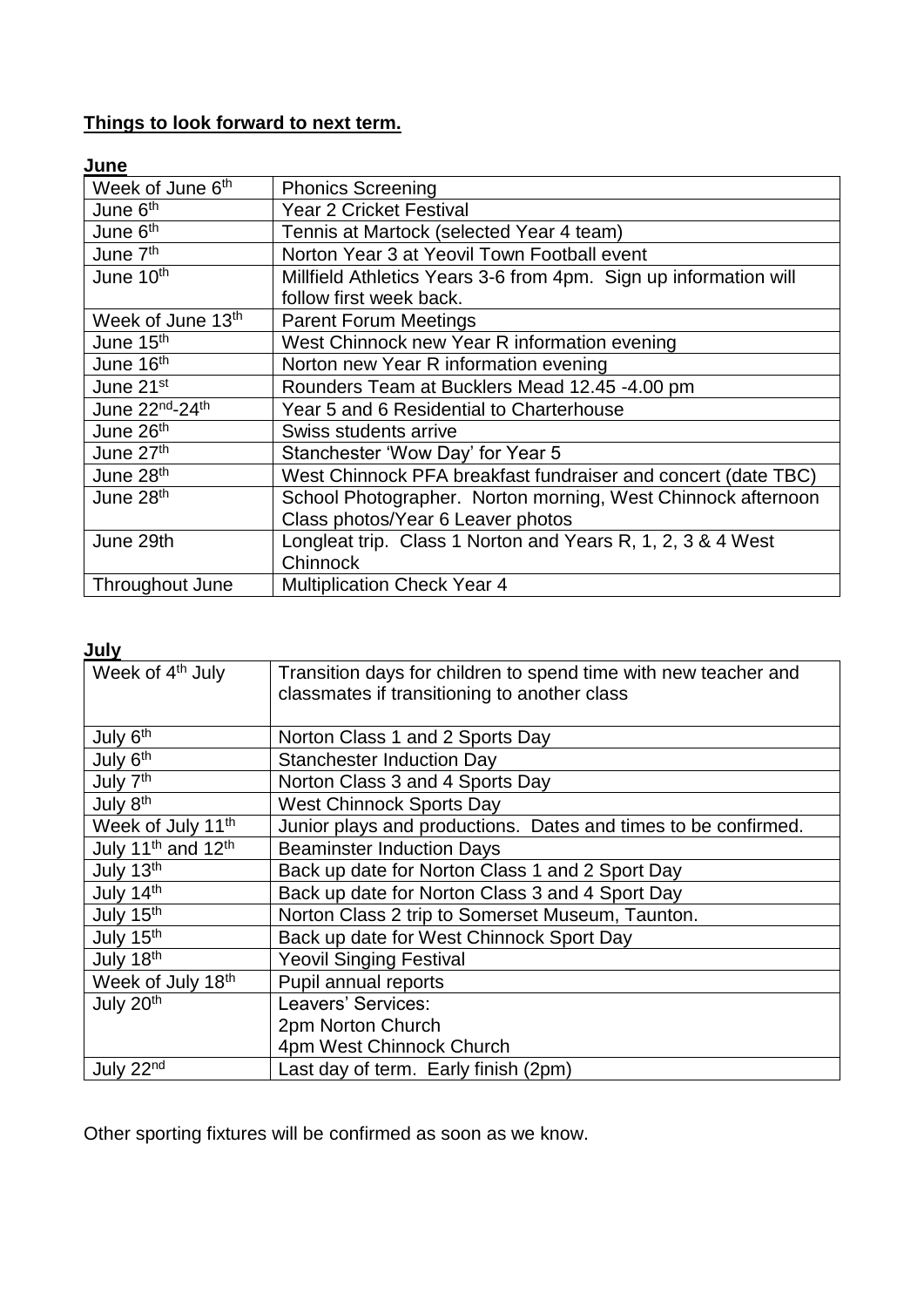**Things to look forward to next term.**

**June**

| Week of June 6th | Phonics Screening |
|---|---|
| June 6th | Year 2 Cricket Festival |
| June 6th | Tennis at Martock (selected Year 4 team) |
| June 7th | Norton Year 3 at Yeovil Town Football event |
| June 10th | Millfield Athletics Years 3-6 from 4pm. Sign up information will follow first week back. |
| Week of June 13th | Parent Forum Meetings |
| June 15th | West Chinnock new Year R information evening |
| June 16th | Norton new Year R information evening |
| June 21st | Rounders Team at Bucklers Mead 12.45 -4.00 pm |
| June 22nd-24th | Year 5 and 6 Residential to Charterhouse |
| June 26th | Swiss students arrive |
| June 27th | Stanchester 'Wow Day' for Year 5 |
| June 28th | West Chinnock PFA breakfast fundraiser and concert (date TBC) |
| June 28th | School Photographer. Norton morning, West Chinnock afternoon Class photos/Year 6 Leaver photos |
| June 29th | Longleat trip. Class 1 Norton and Years R, 1, 2, 3 & 4 West Chinnock |
| Throughout June | Multiplication Check Year 4 |

**July**

| Week of 4th July | Transition days for children to spend time with new teacher and classmates if transitioning to another class |
|---|---|
| July 6th | Norton Class 1 and 2 Sports Day |
| July 6th | Stanchester Induction Day |
| July 7th | Norton Class 3 and 4 Sports Day |
| July 8th | West Chinnock Sports Day |
| Week of July 11th | Junior plays and productions. Dates and times to be confirmed. |
| July 11th and 12th | Beaminster Induction Days |
| July 13th | Back up date for Norton Class 1 and 2 Sport Day |
| July 14th | Back up date for Norton Class 3 and 4 Sport Day |
| July 15th | Norton Class 2 trip to Somerset Museum, Taunton. |
| July 15th | Back up date for West Chinnock Sport Day |
| July 18th | Yeovil Singing Festival |
| Week of July 18th | Pupil annual reports |
| July 20th | Leavers' Services: 2pm Norton Church 4pm West Chinnock Church |
| July 22nd | Last day of term. Early finish (2pm) |

Other sporting fixtures will be confirmed as soon as we know.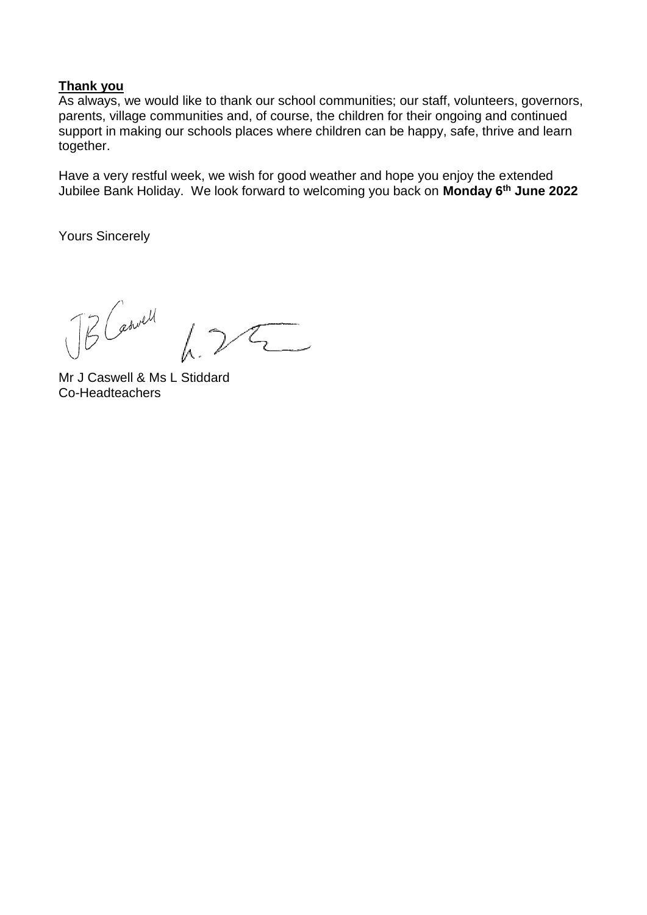**Thank you**

As always, we would like to thank our school communities; our staff, volunteers, governors, parents, village communities and, of course, the children for their ongoing and continued support in making our schools places where children can be happy, safe, thrive and learn together.

Have a very restful week, we wish for good weather and hope you enjoy the extended Jubilee Bank Holiday. We look forward to welcoming you back on **Monday 6th June 2022**

Yours Sincerely

Mr J Caswell & Ms L Stiddard
Co-Headteachers